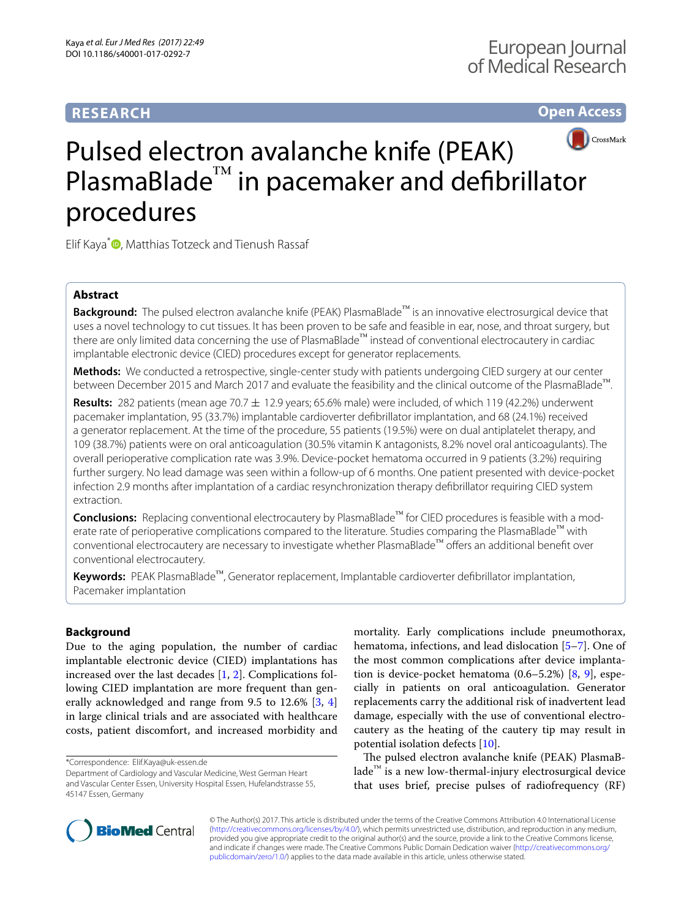RESEARCH

Open Access

# Pulsed electron avalanche knife (PEAK) PlasmaBlade™ in pacemaker and defibrillator procedures

Elif Kaya*, Matthias Totzeck and Tienush Rassaf

## Abstract

**Background:** The pulsed electron avalanche knife (PEAK) PlasmaBlade™ is an innovative electrosurgical device that uses a novel technology to cut tissues. It has been proven to be safe and feasible in ear, nose, and throat surgery, but there are only limited data concerning the use of PlasmaBlade™ instead of conventional electrocautery in cardiac implantable electronic device (CIED) procedures except for generator replacements.

**Methods:** We conducted a retrospective, single-center study with patients undergoing CIED surgery at our center between December 2015 and March 2017 and evaluate the feasibility and the clinical outcome of the PlasmaBlade™.

**Results:** 282 patients (mean age 70.7 ± 12.9 years; 65.6% male) were included, of which 119 (42.2%) underwent pacemaker implantation, 95 (33.7%) implantable cardioverter defibrillator implantation, and 68 (24.1%) received a generator replacement. At the time of the procedure, 55 patients (19.5%) were on dual antiplatelet therapy, and 109 (38.7%) patients were on oral anticoagulation (30.5% vitamin K antagonists, 8.2% novel oral anticoagulants). The overall perioperative complication rate was 3.9%. Device-pocket hematoma occurred in 9 patients (3.2%) requiring further surgery. No lead damage was seen within a follow-up of 6 months. One patient presented with device-pocket infection 2.9 months after implantation of a cardiac resynchronization therapy defibrillator requiring CIED system extraction.

**Conclusions:** Replacing conventional electrocautery by PlasmaBlade™ for CIED procedures is feasible with a moderate rate of perioperative complications compared to the literature. Studies comparing the PlasmaBlade™ with conventional electrocautery are necessary to investigate whether PlasmaBlade™ offers an additional benefit over conventional electrocautery.

**Keywords:** PEAK PlasmaBlade™, Generator replacement, Implantable cardioverter defibrillator implantation, Pacemaker implantation

## Background

Due to the aging population, the number of cardiac implantable electronic device (CIED) implantations has increased over the last decades [1, 2]. Complications following CIED implantation are more frequent than generally acknowledged and range from 9.5 to 12.6% [3, 4] in large clinical trials and are associated with healthcare costs, patient discomfort, and increased morbidity and mortality. Early complications include pneumothorax, hematoma, infections, and lead dislocation [5–7]. One of the most common complications after device implantation is device-pocket hematoma (0.6–5.2%) [8, 9], especially in patients on oral anticoagulation. Generator replacements carry the additional risk of inadvertent lead damage, especially with the use of conventional electrocautery as the heating of the cautery tip may result in potential isolation defects [10].

The pulsed electron avalanche knife (PEAK) PlasmaBlade™ is a new low-thermal-injury electrosurgical device that uses brief, precise pulses of radiofrequency (RF)

*Correspondence: Elif.Kaya@uk-essen.de
Department of Cardiology and Vascular Medicine, West German Heart and Vascular Center Essen, University Hospital Essen, Hufelandstrasse 55, 45147 Essen, Germany

© The Author(s) 2017. This article is distributed under the terms of the Creative Commons Attribution 4.0 International License (http://creativecommons.org/licenses/by/4.0/), which permits unrestricted use, distribution, and reproduction in any medium, provided you give appropriate credit to the original author(s) and the source, provide a link to the Creative Commons license, and indicate if changes were made. The Creative Commons Public Domain Dedication waiver (http://creativecommons.org/publicdomain/zero/1.0/) applies to the data made available in this article, unless otherwise stated.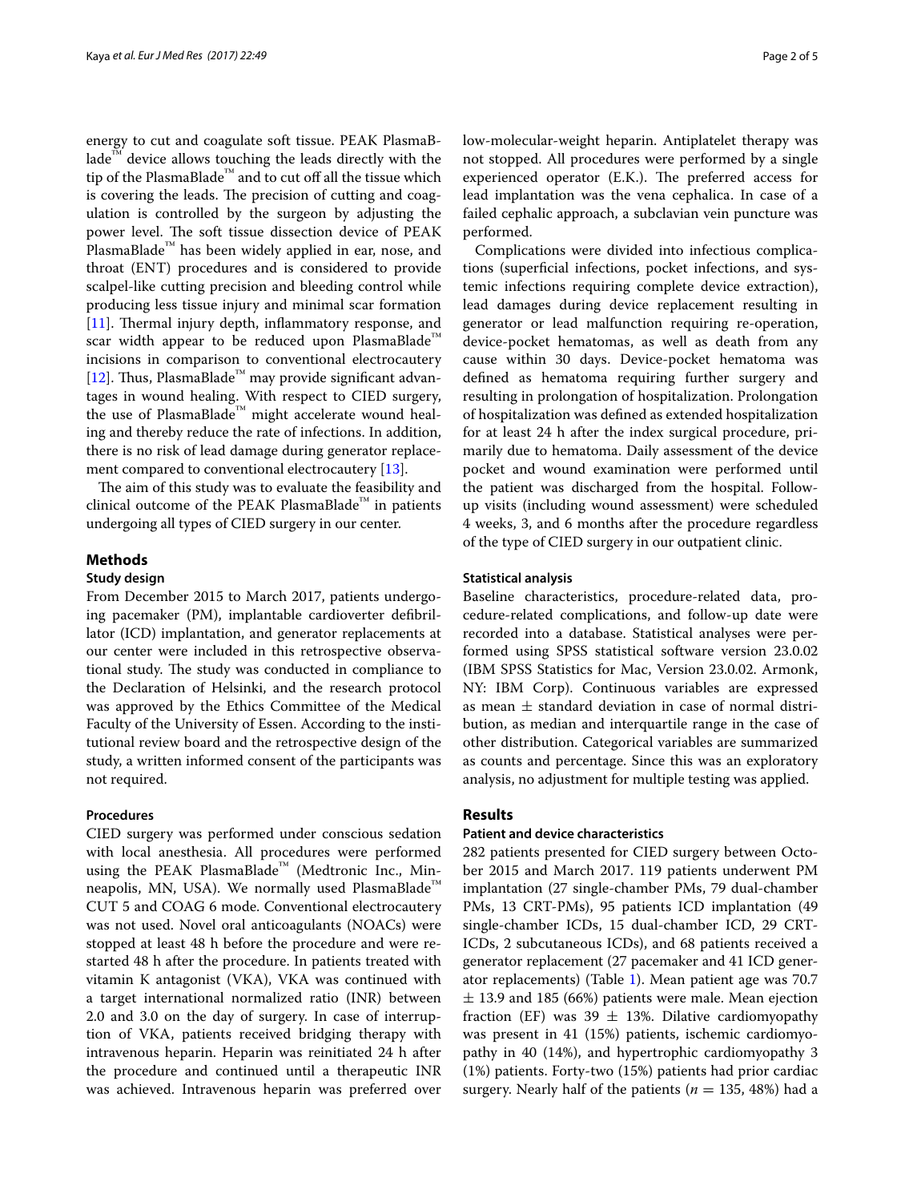energy to cut and coagulate soft tissue. PEAK PlasmaBlade™ device allows touching the leads directly with the tip of the PlasmaBlade™ and to cut off all the tissue which is covering the leads. The precision of cutting and coagulation is controlled by the surgeon by adjusting the power level. The soft tissue dissection device of PEAK PlasmaBlade™ has been widely applied in ear, nose, and throat (ENT) procedures and is considered to provide scalpel-like cutting precision and bleeding control while producing less tissue injury and minimal scar formation [11]. Thermal injury depth, inflammatory response, and scar width appear to be reduced upon PlasmaBlade™ incisions in comparison to conventional electrocautery [12]. Thus, PlasmaBlade™ may provide significant advantages in wound healing. With respect to CIED surgery, the use of PlasmaBlade™ might accelerate wound healing and thereby reduce the rate of infections. In addition, there is no risk of lead damage during generator replacement compared to conventional electrocautery [13].

The aim of this study was to evaluate the feasibility and clinical outcome of the PEAK PlasmaBlade™ in patients undergoing all types of CIED surgery in our center.

## Methods

### Study design

From December 2015 to March 2017, patients undergoing pacemaker (PM), implantable cardioverter defibrillator (ICD) implantation, and generator replacements at our center were included in this retrospective observational study. The study was conducted in compliance to the Declaration of Helsinki, and the research protocol was approved by the Ethics Committee of the Medical Faculty of the University of Essen. According to the institutional review board and the retrospective design of the study, a written informed consent of the participants was not required.

### Procedures

CIED surgery was performed under conscious sedation with local anesthesia. All procedures were performed using the PEAK PlasmaBlade™ (Medtronic Inc., Minneapolis, MN, USA). We normally used PlasmaBlade™ CUT 5 and COAG 6 mode. Conventional electrocautery was not used. Novel oral anticoagulants (NOACs) were stopped at least 48 h before the procedure and were restarted 48 h after the procedure. In patients treated with vitamin K antagonist (VKA), VKA was continued with a target international normalized ratio (INR) between 2.0 and 3.0 on the day of surgery. In case of interruption of VKA, patients received bridging therapy with intravenous heparin. Heparin was reinitiated 24 h after the procedure and continued until a therapeutic INR was achieved. Intravenous heparin was preferred over low-molecular-weight heparin. Antiplatelet therapy was not stopped. All procedures were performed by a single experienced operator (E.K.). The preferred access for lead implantation was the vena cephalica. In case of a failed cephalic approach, a subclavian vein puncture was performed.

Complications were divided into infectious complications (superficial infections, pocket infections, and systemic infections requiring complete device extraction), lead damages during device replacement resulting in generator or lead malfunction requiring re-operation, device-pocket hematomas, as well as death from any cause within 30 days. Device-pocket hematoma was defined as hematoma requiring further surgery and resulting in prolongation of hospitalization. Prolongation of hospitalization was defined as extended hospitalization for at least 24 h after the index surgical procedure, primarily due to hematoma. Daily assessment of the device pocket and wound examination were performed until the patient was discharged from the hospital. Follow-up visits (including wound assessment) were scheduled 4 weeks, 3, and 6 months after the procedure regardless of the type of CIED surgery in our outpatient clinic.

### Statistical analysis

Baseline characteristics, procedure-related data, procedure-related complications, and follow-up date were recorded into a database. Statistical analyses were performed using SPSS statistical software version 23.0.02 (IBM SPSS Statistics for Mac, Version 23.0.02. Armonk, NY: IBM Corp). Continuous variables are expressed as mean ± standard deviation in case of normal distribution, as median and interquartile range in the case of other distribution. Categorical variables are summarized as counts and percentage. Since this was an exploratory analysis, no adjustment for multiple testing was applied.

## Results

### Patient and device characteristics

282 patients presented for CIED surgery between October 2015 and March 2017. 119 patients underwent PM implantation (27 single-chamber PMs, 79 dual-chamber PMs, 13 CRT-PMs), 95 patients ICD implantation (49 single-chamber ICDs, 15 dual-chamber ICD, 29 CRT-ICDs, 2 subcutaneous ICDs), and 68 patients received a generator replacement (27 pacemaker and 41 ICD generator replacements) (Table 1). Mean patient age was 70.7 ± 13.9 and 185 (66%) patients were male. Mean ejection fraction (EF) was 39 ± 13%. Dilative cardiomyopathy was present in 41 (15%) patients, ischemic cardiomyopathy in 40 (14%), and hypertrophic cardiomyopathy 3 (1%) patients. Forty-two (15%) patients had prior cardiac surgery. Nearly half of the patients ($n = 135$, 48%) had a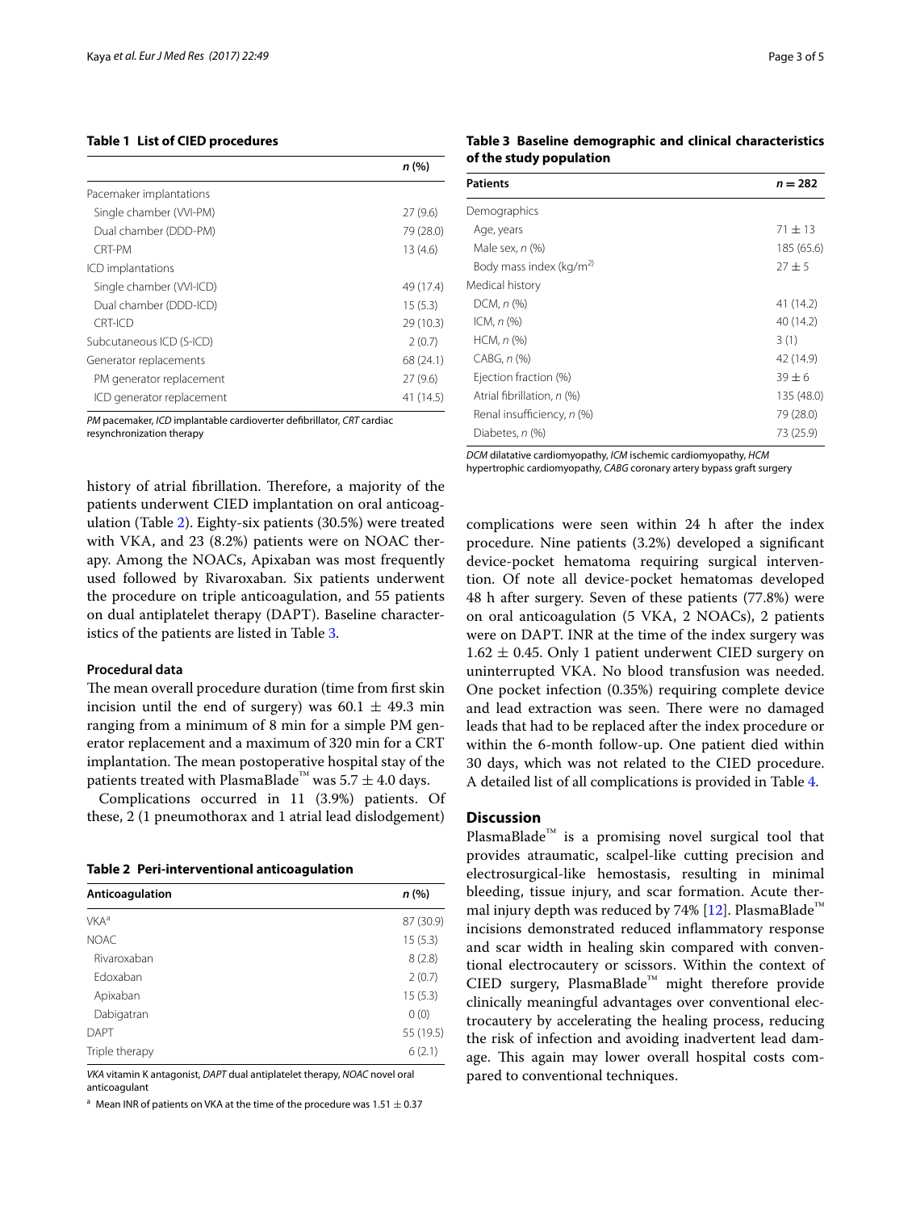**Table 1 List of CIED procedures**

| | n (%) |
|---|---|
| Pacemaker implantations | |
| Single chamber (VVI-PM) | 27 (9.6) |
| Dual chamber (DDD-PM) | 79 (28.0) |
| CRT-PM | 13 (4.6) |
| ICD implantations | |
| Single chamber (VVI-ICD) | 49 (17.4) |
| Dual chamber (DDD-ICD) | 15 (5.3) |
| CRT-ICD | 29 (10.3) |
| Subcutaneous ICD (S-ICD) | 2 (0.7) |
| Generator replacements | 68 (24.1) |
| PM generator replacement | 27 (9.6) |
| ICD generator replacement | 41 (14.5) |

*PM* pacemaker, *ICD* implantable cardioverter defibrillator, *CRT* cardiac resynchronization therapy

history of atrial fibrillation. Therefore, a majority of the patients underwent CIED implantation on oral anticoagulation (Table 2). Eighty-six patients (30.5%) were treated with VKA, and 23 (8.2%) patients were on NOAC therapy. Among the NOACs, Apixaban was most frequently used followed by Rivaroxaban. Six patients underwent the procedure on triple anticoagulation, and 55 patients on dual antiplatelet therapy (DAPT). Baseline characteristics of the patients are listed in Table 3.

### Procedural data

The mean overall procedure duration (time from first skin incision until the end of surgery) was $60.1 \pm 49.3$ min ranging from a minimum of 8 min for a simple PM generator replacement and a maximum of 320 min for a CRT implantation. The mean postoperative hospital stay of the patients treated with PlasmaBlade™ was $5.7 \pm 4.0$ days.

Complications occurred in 11 (3.9%) patients. Of these, 2 (1 pneumothorax and 1 atrial lead dislodgement)

**Table 2 Peri-interventional anticoagulation**

| Anticoagulation | n (%) |
|---|---|
| VKA[a] | 87 (30.9) |
| NOAC | 15 (5.3) |
| Rivaroxaban | 8 (2.8) |
| Edoxaban | 2 (0.7) |
| Apixaban | 15 (5.3) |
| Dabigatran | 0 (0) |
| DAPT | 55 (19.5) |
| Triple therapy | 6 (2.1) |

*VKA* vitamin K antagonist, *DAPT* dual antiplatelet therapy, *NOAC* novel oral anticoagulant

[a] Mean INR of patients on VKA at the time of the procedure was $1.51 \pm 0.37$

**Table 3 Baseline demographic and clinical characteristics of the study population**

| Patients | n = 282 |
|---|---|
| Demographics | |
| Age, years | $71 \pm 13$ |
| Male sex, n (%) | 185 (65.6) |
| Body mass index (kg/m[2)]) | $27 \pm 5$ |
| Medical history | |
| DCM, n (%) | 41 (14.2) |
| ICM, n (%) | 40 (14.2) |
| HCM, n (%) | 3 (1) |
| CABG, n (%) | 42 (14.9) |
| Ejection fraction (%) | $39 \pm 6$ |
| Atrial fibrillation, n (%) | 135 (48.0) |
| Renal insufficiency, n (%) | 79 (28.0) |
| Diabetes, n (%) | 73 (25.9) |

*DCM* dilatative cardiomyopathy, *ICM* ischemic cardiomyopathy, *HCM* hypertrophic cardiomyopathy, *CABG* coronary artery bypass graft surgery

complications were seen within 24 h after the index procedure. Nine patients (3.2%) developed a significant device-pocket hematoma requiring surgical intervention. Of note all device-pocket hematomas developed 48 h after surgery. Seven of these patients (77.8%) were on oral anticoagulation (5 VKA, 2 NOACs), 2 patients were on DAPT. INR at the time of the index surgery was $1.62 \pm 0.45$. Only 1 patient underwent CIED surgery on uninterrupted VKA. No blood transfusion was needed. One pocket infection (0.35%) requiring complete device and lead extraction was seen. There were no damaged leads that had to be replaced after the index procedure or within the 6-month follow-up. One patient died within 30 days, which was not related to the CIED procedure. A detailed list of all complications is provided in Table 4.

## Discussion

PlasmaBlade™ is a promising novel surgical tool that provides atraumatic, scalpel-like cutting precision and electrosurgical-like hemostasis, resulting in minimal bleeding, tissue injury, and scar formation. Acute thermal injury depth was reduced by 74% [12]. PlasmaBlade™ incisions demonstrated reduced inflammatory response and scar width in healing skin compared with conventional electrocautery or scissors. Within the context of CIED surgery, PlasmaBlade™ might therefore provide clinically meaningful advantages over conventional electrocautery by accelerating the healing process, reducing the risk of infection and avoiding inadvertent lead damage. This again may lower overall hospital costs compared to conventional techniques.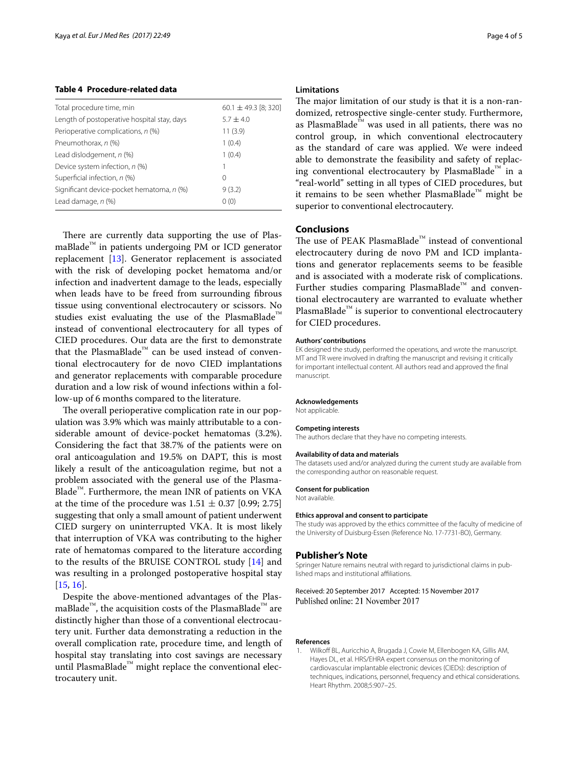**Table 4 Procedure-related data**

| | |
|---|---|
| Total procedure time, min | 60.1 ± 49.3 [8; 320] |
| Length of postoperative hospital stay, days | 5.7 ± 4.0 |
| Perioperative complications, *n* (%) | 11 (3.9) |
| Pneumothorax, *n* (%) | 1 (0.4) |
| Lead dislodgement, *n* (%) | 1 (0.4) |
| Device system infection, *n* (%) | 1 |
| Superficial infection, *n* (%) | 0 |
| Significant device-pocket hematoma, *n* (%) | 9 (3.2) |
| Lead damage, *n* (%) | 0 (0) |

There are currently data supporting the use of PlasmaBlade™ in patients undergoing PM or ICD generator replacement [13]. Generator replacement is associated with the risk of developing pocket hematoma and/or infection and inadvertent damage to the leads, especially when leads have to be freed from surrounding fibrous tissue using conventional electrocautery or scissors. No studies exist evaluating the use of the PlasmaBlade™ instead of conventional electrocautery for all types of CIED procedures. Our data are the first to demonstrate that the PlasmaBlade™ can be used instead of conventional electrocautery for de novo CIED implantations and generator replacements with comparable procedure duration and a low risk of wound infections within a follow-up of 6 months compared to the literature.

The overall perioperative complication rate in our population was 3.9% which was mainly attributable to a considerable amount of device-pocket hematomas (3.2%). Considering the fact that 38.7% of the patients were on oral anticoagulation and 19.5% on DAPT, this is most likely a result of the anticoagulation regime, but not a problem associated with the general use of the PlasmaBlade™. Furthermore, the mean INR of patients on VKA at the time of the procedure was 1.51 ± 0.37 [0.99; 2.75] suggesting that only a small amount of patient underwent CIED surgery on uninterrupted VKA. It is most likely that interruption of VKA was contributing to the higher rate of hematomas compared to the literature according to the results of the BRUISE CONTROL study [14] and was resulting in a prolonged postoperative hospital stay [15, 16].

Despite the above-mentioned advantages of the PlasmaBlade™, the acquisition costs of the PlasmaBlade™ are distinctly higher than those of a conventional electrocautery unit. Further data demonstrating a reduction in the overall complication rate, procedure time, and length of hospital stay translating into cost savings are necessary until PlasmaBlade™ might replace the conventional electrocautery unit.

### Limitations

The major limitation of our study is that it is a non-randomized, retrospective single-center study. Furthermore, as PlasmaBlade™ was used in all patients, there was no control group, in which conventional electrocautery as the standard of care was applied. We were indeed able to demonstrate the feasibility and safety of replacing conventional electrocautery by PlasmaBlade™ in a "real-world" setting in all types of CIED procedures, but it remains to be seen whether PlasmaBlade™ might be superior to conventional electrocautery.

## Conclusions

The use of PEAK PlasmaBlade™ instead of conventional electrocautery during de novo PM and ICD implantations and generator replacements seems to be feasible and is associated with a moderate risk of complications. Further studies comparing PlasmaBlade™ and conventional electrocautery are warranted to evaluate whether PlasmaBlade™ is superior to conventional electrocautery for CIED procedures.

#### Authors' contributions

EK designed the study, performed the operations, and wrote the manuscript. MT and TR were involved in drafting the manuscript and revising it critically for important intellectual content. All authors read and approved the final manuscript.

#### Acknowledgements

Not applicable.

#### Competing interests

The authors declare that they have no competing interests.

#### Availability of data and materials

The datasets used and/or analyzed during the current study are available from the corresponding author on reasonable request.

#### Consent for publication

Not available.

#### Ethics approval and consent to participate

The study was approved by the ethics committee of the faculty of medicine of the University of Duisburg-Essen (Reference No. 17-7731-BO), Germany.

### Publisher's Note

Springer Nature remains neutral with regard to jurisdictional claims in published maps and institutional affiliations.

Received: 20 September 2017 Accepted: 15 November 2017
Published online: 21 November 2017

#### References

1. Wilkoff BL, Auricchio A, Brugada J, Cowie M, Ellenbogen KA, Gillis AM, Hayes DL, et al. HRS/EHRA expert consensus on the monitoring of cardiovascular implantable electronic devices (CIEDs): description of techniques, indications, personnel, frequency and ethical considerations. Heart Rhythm. 2008;5:907–25.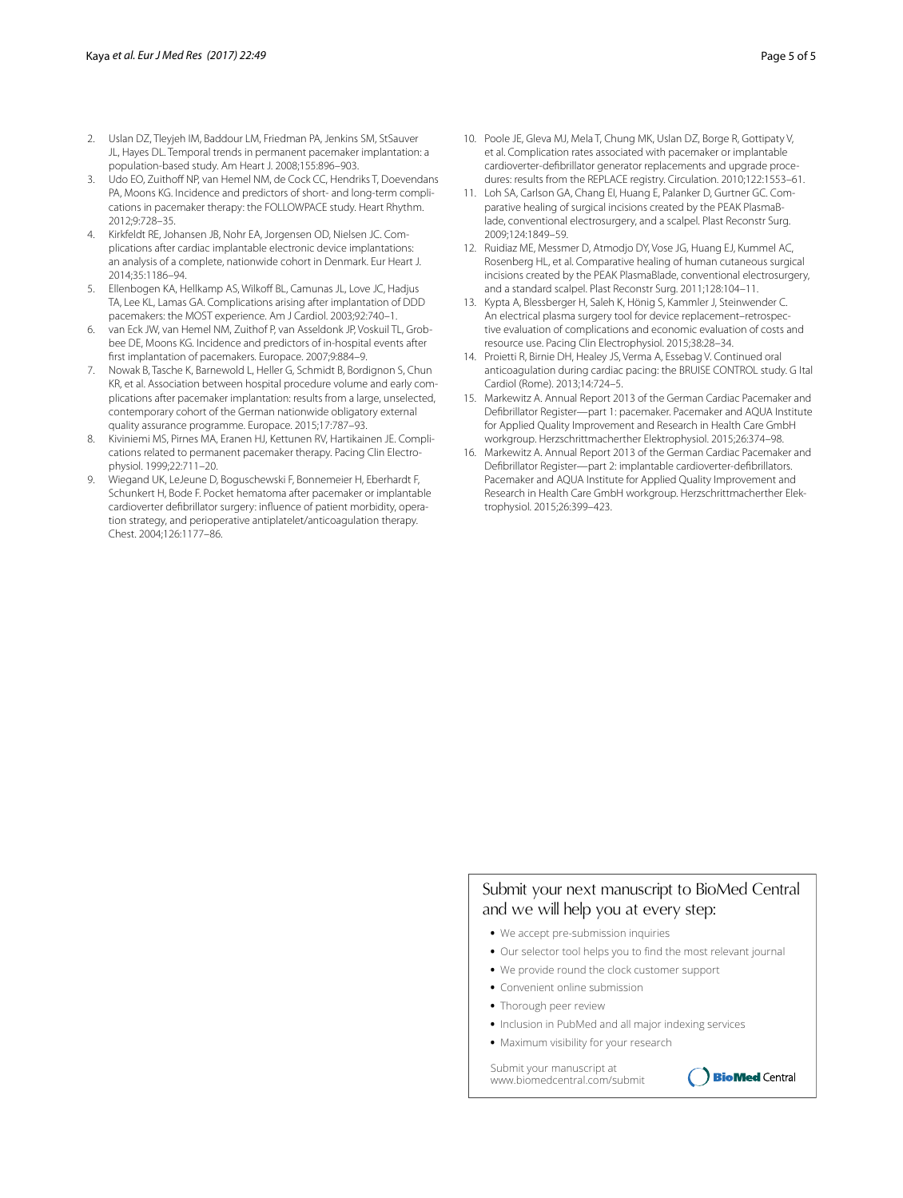2. Uslan DZ, Tleyjeh IM, Baddour LM, Friedman PA, Jenkins SM, StSauver JL, Hayes DL. Temporal trends in permanent pacemaker implantation: a population-based study. Am Heart J. 2008;155:896–903.
3. Udo EO, Zuithoff NP, van Hemel NM, de Cock CC, Hendriks T, Doevendans PA, Moons KG. Incidence and predictors of short- and long-term complications in pacemaker therapy: the FOLLOWPACE study. Heart Rhythm. 2012;9:728–35.
4. Kirkfeldt RE, Johansen JB, Nohr EA, Jorgensen OD, Nielsen JC. Complications after cardiac implantable electronic device implantations: an analysis of a complete, nationwide cohort in Denmark. Eur Heart J. 2014;35:1186–94.
5. Ellenbogen KA, Hellkamp AS, Wilkoff BL, Camunas JL, Love JC, Hadjus TA, Lee KL, Lamas GA. Complications arising after implantation of DDD pacemakers: the MOST experience. Am J Cardiol. 2003;92:740–1.
6. van Eck JW, van Hemel NM, Zuithof P, van Asseldonk JP, Voskuil TL, Grobbee DE, Moons KG. Incidence and predictors of in-hospital events after first implantation of pacemakers. Europace. 2007;9:884–9.
7. Nowak B, Tasche K, Barnewold L, Heller G, Schmidt B, Bordignon S, Chun KR, et al. Association between hospital procedure volume and early complications after pacemaker implantation: results from a large, unselected, contemporary cohort of the German nationwide obligatory external quality assurance programme. Europace. 2015;17:787–93.
8. Kiviniemi MS, Pirnes MA, Eranen HJ, Kettunen RV, Hartikainen JE. Complications related to permanent pacemaker therapy. Pacing Clin Electrophysiol. 1999;22:711–20.
9. Wiegand UK, LeJeune D, Boguschewski F, Bonnemeier H, Eberhardt F, Schunkert H, Bode F. Pocket hematoma after pacemaker or implantable cardioverter defibrillator surgery: influence of patient morbidity, operation strategy, and perioperative antiplatelet/anticoagulation therapy. Chest. 2004;126:1177–86.
10. Poole JE, Gleva MJ, Mela T, Chung MK, Uslan DZ, Borge R, Gottipaty V, et al. Complication rates associated with pacemaker or implantable cardioverter-defibrillator generator replacements and upgrade procedures: results from the REPLACE registry. Circulation. 2010;122:1553–61.
11. Loh SA, Carlson GA, Chang EI, Huang E, Palanker D, Gurtner GC. Comparative healing of surgical incisions created by the PEAK PlasmaBlade, conventional electrosurgery, and a scalpel. Plast Reconstr Surg. 2009;124:1849–59.
12. Ruidiaz ME, Messmer D, Atmodjo DY, Vose JG, Huang EJ, Kummel AC, Rosenberg HL, et al. Comparative healing of human cutaneous surgical incisions created by the PEAK PlasmaBlade, conventional electrosurgery, and a standard scalpel. Plast Reconstr Surg. 2011;128:104–11.
13. Kypta A, Blessberger H, Saleh K, Hönig S, Kammler J, Steinwender C. An electrical plasma surgery tool for device replacement–retrospective evaluation of complications and economic evaluation of costs and resource use. Pacing Clin Electrophysiol. 2015;38:28–34.
14. Proietti R, Birnie DH, Healey JS, Verma A, Essebag V. Continued oral anticoagulation during cardiac pacing: the BRUISE CONTROL study. G Ital Cardiol (Rome). 2013;14:724–5.
15. Markewitz A. Annual Report 2013 of the German Cardiac Pacemaker and Defibrillator Register—part 1: pacemaker. Pacemaker and AQUA Institute for Applied Quality Improvement and Research in Health Care GmbH workgroup. Herzschrittmacherther Elektrophysiol. 2015;26:374–98.
16. Markewitz A. Annual Report 2013 of the German Cardiac Pacemaker and Defibrillator Register—part 2: implantable cardioverter-defibrillators. Pacemaker and AQUA Institute for Applied Quality Improvement and Research in Health Care GmbH workgroup. Herzschrittmacherther Elektrophysiol. 2015;26:399–423.

Submit your next manuscript to BioMed Central and we will help you at every step:

- We accept pre-submission inquiries
- Our selector tool helps you to find the most relevant journal
- We provide round the clock customer support
- Convenient online submission
- Thorough peer review
- Inclusion in PubMed and all major indexing services
- Maximum visibility for your research

Submit your manuscript at www.biomedcentral.com/submit

BioMed Central